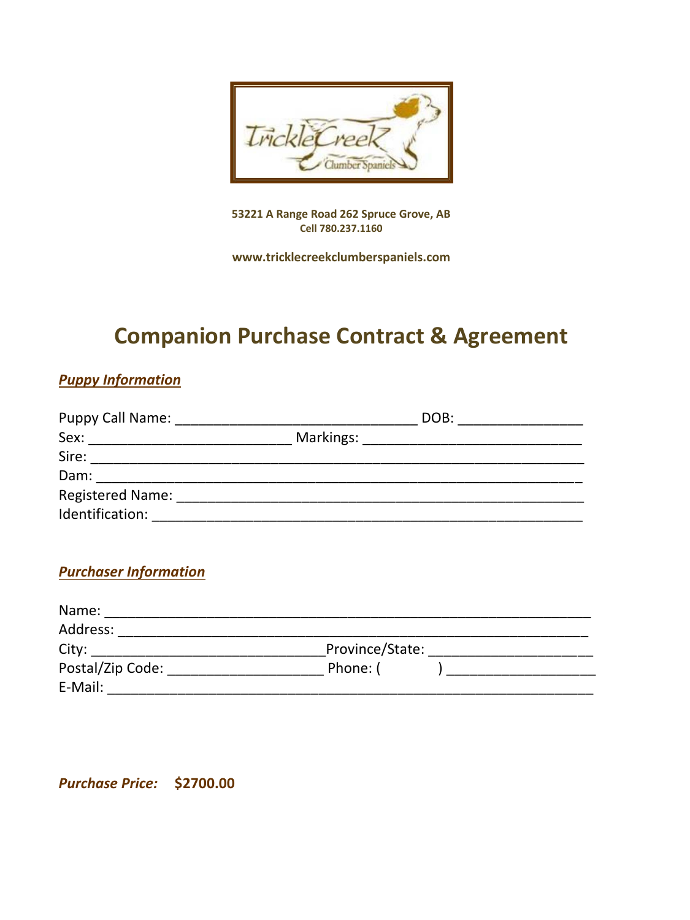53221 A Range Road 262 Spruce Grove, AB
Cell 780.237.1160

www.tricklecreekclumberspaniels.com

# Companion Purchase Contract & Agreement

## *Puppy Information*

Puppy Call Name: ______________________________ DOB: ________________
Sex: _________________________ Markings: ___________________________
Sire: ______________________________________________________________
Dam: ______________________________________________________________
Registered Name: ____________________________________________________
Identification: ______________________________________________________

## *Purchaser Information*

Name: _____________________________________________________________
Address: ___________________________________________________________
City: ____________________________ Province/State: _____________________
Postal/Zip Code: ___________________ Phone: (        ) ___________________
E-Mail: ____________________________________________________________

***Purchase Price:*** **$2700.00**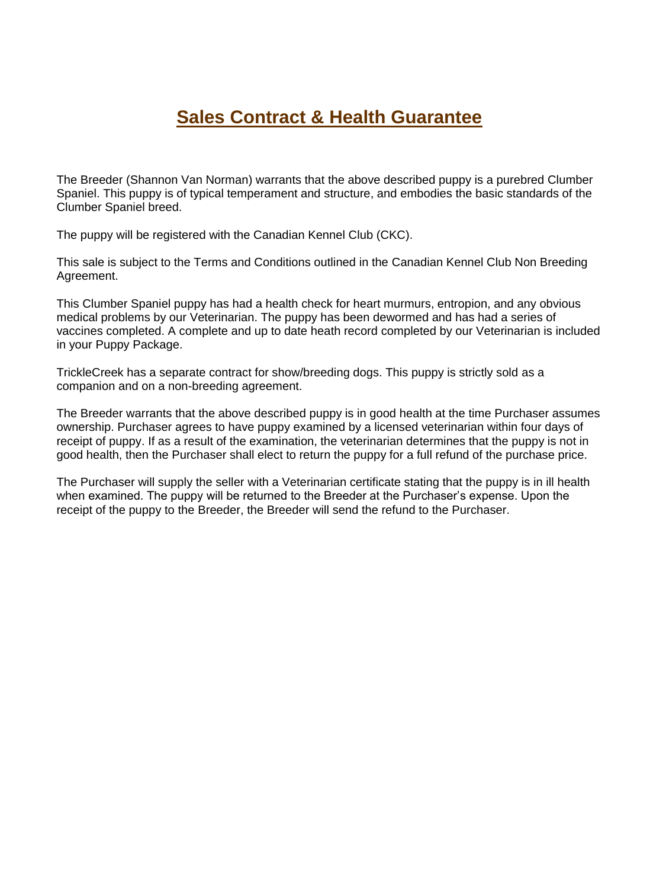## Sales Contract & Health Guarantee

The Breeder (Shannon Van Norman) warrants that the above described puppy is a purebred Clumber Spaniel. This puppy is of typical temperament and structure, and embodies the basic standards of the Clumber Spaniel breed.

The puppy will be registered with the Canadian Kennel Club (CKC).

This sale is subject to the Terms and Conditions outlined in the Canadian Kennel Club Non Breeding Agreement.

This Clumber Spaniel puppy has had a health check for heart murmurs, entropion, and any obvious medical problems by our Veterinarian. The puppy has been dewormed and has had a series of vaccines completed. A complete and up to date heath record completed by our Veterinarian is included in your Puppy Package.

TrickleCreek has a separate contract for show/breeding dogs. This puppy is strictly sold as a companion and on a non-breeding agreement.

The Breeder warrants that the above described puppy is in good health at the time Purchaser assumes ownership. Purchaser agrees to have puppy examined by a licensed veterinarian within four days of receipt of puppy. If as a result of the examination, the veterinarian determines that the puppy is not in good health, then the Purchaser shall elect to return the puppy for a full refund of the purchase price.

The Purchaser will supply the seller with a Veterinarian certificate stating that the puppy is in ill health when examined. The puppy will be returned to the Breeder at the Purchaser's expense. Upon the receipt of the puppy to the Breeder, the Breeder will send the refund to the Purchaser.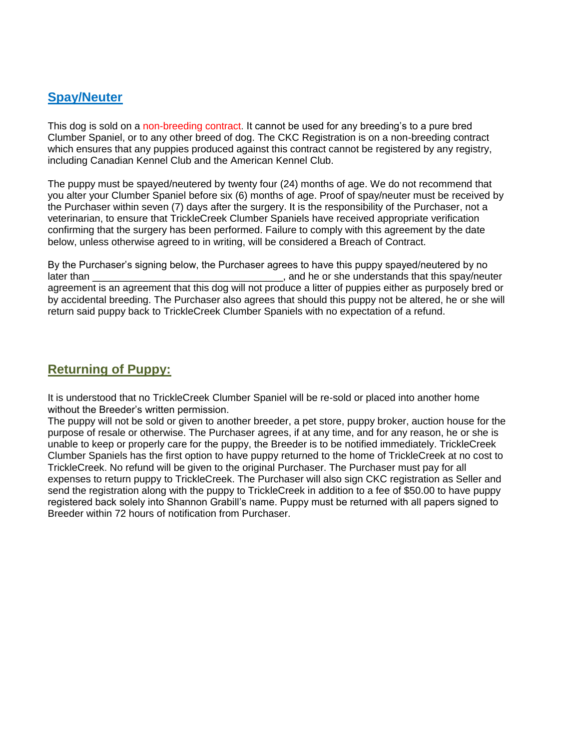## Spay/Neuter

This dog is sold on a non-breeding contract. It cannot be used for any breeding's to a pure bred Clumber Spaniel, or to any other breed of dog. The CKC Registration is on a non-breeding contract which ensures that any puppies produced against this contract cannot be registered by any registry, including Canadian Kennel Club and the American Kennel Club.

The puppy must be spayed/neutered by twenty four (24) months of age. We do not recommend that you alter your Clumber Spaniel before six (6) months of age. Proof of spay/neuter must be received by the Purchaser within seven (7) days after the surgery. It is the responsibility of the Purchaser, not a veterinarian, to ensure that TrickleCreek Clumber Spaniels have received appropriate verification confirming that the surgery has been performed. Failure to comply with this agreement by the date below, unless otherwise agreed to in writing, will be considered a Breach of Contract.

By the Purchaser's signing below, the Purchaser agrees to have this puppy spayed/neutered by no later than ________________________________, and he or she understands that this spay/neuter agreement is an agreement that this dog will not produce a litter of puppies either as purposely bred or by accidental breeding. The Purchaser also agrees that should this puppy not be altered, he or she will return said puppy back to TrickleCreek Clumber Spaniels with no expectation of a refund.

## Returning of Puppy:

It is understood that no TrickleCreek Clumber Spaniel will be re-sold or placed into another home without the Breeder's written permission.
The puppy will not be sold or given to another breeder, a pet store, puppy broker, auction house for the purpose of resale or otherwise. The Purchaser agrees, if at any time, and for any reason, he or she is unable to keep or properly care for the puppy, the Breeder is to be notified immediately. TrickleCreek Clumber Spaniels has the first option to have puppy returned to the home of TrickleCreek at no cost to TrickleCreek. No refund will be given to the original Purchaser. The Purchaser must pay for all expenses to return puppy to TrickleCreek. The Purchaser will also sign CKC registration as Seller and send the registration along with the puppy to TrickleCreek in addition to a fee of $50.00 to have puppy registered back solely into Shannon Grabill's name. Puppy must be returned with all papers signed to Breeder within 72 hours of notification from Purchaser.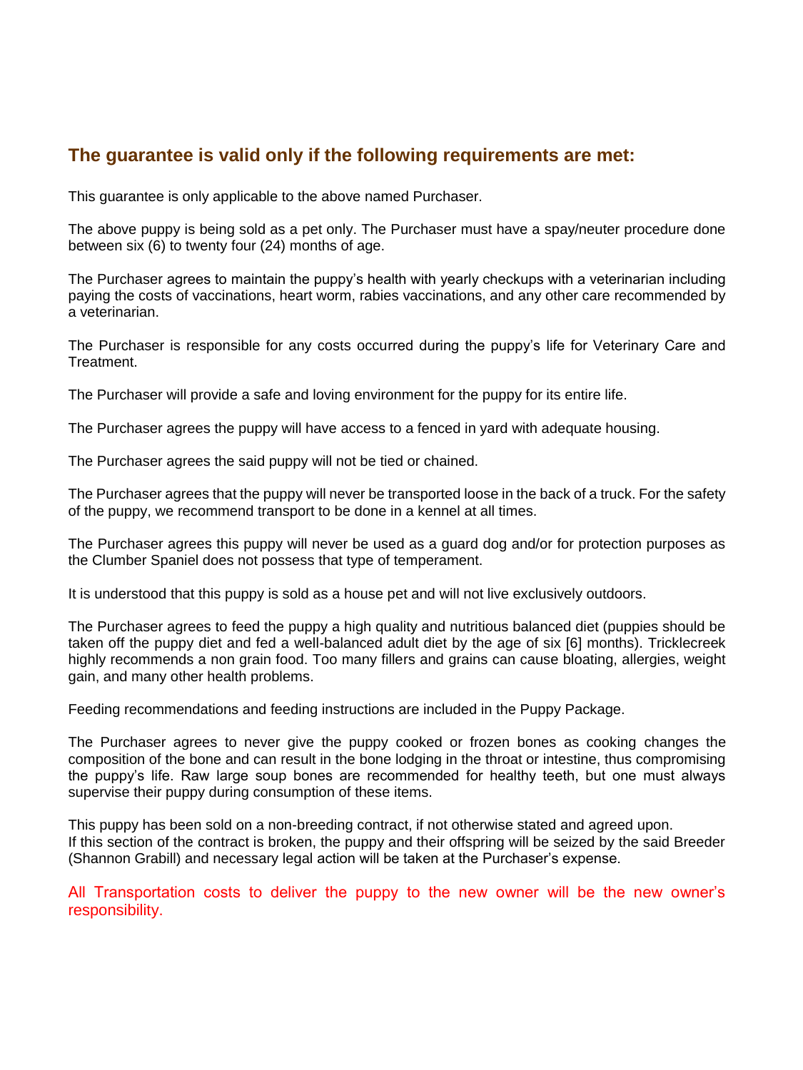## The guarantee is valid only if the following requirements are met:

This guarantee is only applicable to the above named Purchaser.

The above puppy is being sold as a pet only. The Purchaser must have a spay/neuter procedure done between six (6) to twenty four (24) months of age.

The Purchaser agrees to maintain the puppy's health with yearly checkups with a veterinarian including paying the costs of vaccinations, heart worm, rabies vaccinations, and any other care recommended by a veterinarian.

The Purchaser is responsible for any costs occurred during the puppy's life for Veterinary Care and Treatment.

The Purchaser will provide a safe and loving environment for the puppy for its entire life.

The Purchaser agrees the puppy will have access to a fenced in yard with adequate housing.

The Purchaser agrees the said puppy will not be tied or chained.

The Purchaser agrees that the puppy will never be transported loose in the back of a truck. For the safety of the puppy, we recommend transport to be done in a kennel at all times.

The Purchaser agrees this puppy will never be used as a guard dog and/or for protection purposes as the Clumber Spaniel does not possess that type of temperament.

It is understood that this puppy is sold as a house pet and will not live exclusively outdoors.

The Purchaser agrees to feed the puppy a high quality and nutritious balanced diet (puppies should be taken off the puppy diet and fed a well-balanced adult diet by the age of six [6] months). Tricklecreek highly recommends a non grain food. Too many fillers and grains can cause bloating, allergies, weight gain, and many other health problems.

Feeding recommendations and feeding instructions are included in the Puppy Package.

The Purchaser agrees to never give the puppy cooked or frozen bones as cooking changes the composition of the bone and can result in the bone lodging in the throat or intestine, thus compromising the puppy's life. Raw large soup bones are recommended for healthy teeth, but one must always supervise their puppy during consumption of these items.

This puppy has been sold on a non-breeding contract, if not otherwise stated and agreed upon.
If this section of the contract is broken, the puppy and their offspring will be seized by the said Breeder (Shannon Grabill) and necessary legal action will be taken at the Purchaser's expense.

All Transportation costs to deliver the puppy to the new owner will be the new owner's responsibility.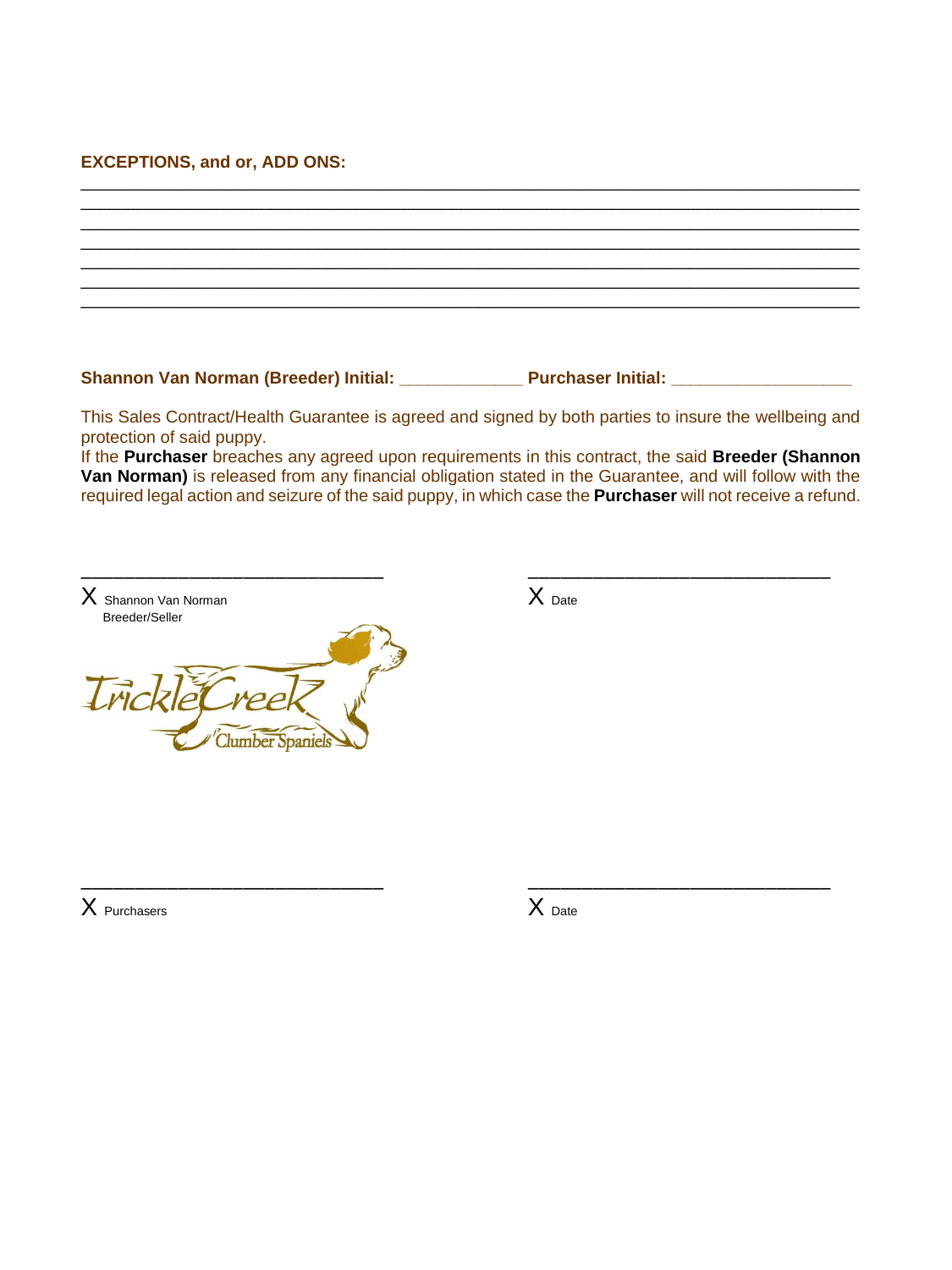**EXCEPTIONS, and or, ADD ONS:**

\_\_\_\_\_\_\_\_\_\_\_\_\_\_\_\_\_\_\_\_\_\_\_\_\_\_\_\_\_\_\_\_\_\_\_\_\_\_\_\_\_\_\_\_\_\_\_\_\_\_\_\_\_\_\_\_\_\_\_\_\_\_\_\_\_\_\_\_\_\_\_\_\_\_\_\_

\_\_\_\_\_\_\_\_\_\_\_\_\_\_\_\_\_\_\_\_\_\_\_\_\_\_\_\_\_\_\_\_\_\_\_\_\_\_\_\_\_\_\_\_\_\_\_\_\_\_\_\_\_\_\_\_\_\_\_\_\_\_\_\_\_\_\_\_\_\_\_\_\_\_\_\_

\_\_\_\_\_\_\_\_\_\_\_\_\_\_\_\_\_\_\_\_\_\_\_\_\_\_\_\_\_\_\_\_\_\_\_\_\_\_\_\_\_\_\_\_\_\_\_\_\_\_\_\_\_\_\_\_\_\_\_\_\_\_\_\_\_\_\_\_\_\_\_\_\_\_\_\_

\_\_\_\_\_\_\_\_\_\_\_\_\_\_\_\_\_\_\_\_\_\_\_\_\_\_\_\_\_\_\_\_\_\_\_\_\_\_\_\_\_\_\_\_\_\_\_\_\_\_\_\_\_\_\_\_\_\_\_\_\_\_\_\_\_\_\_\_\_\_\_\_\_\_\_\_

\_\_\_\_\_\_\_\_\_\_\_\_\_\_\_\_\_\_\_\_\_\_\_\_\_\_\_\_\_\_\_\_\_\_\_\_\_\_\_\_\_\_\_\_\_\_\_\_\_\_\_\_\_\_\_\_\_\_\_\_\_\_\_\_\_\_\_\_\_\_\_\_\_\_\_\_

\_\_\_\_\_\_\_\_\_\_\_\_\_\_\_\_\_\_\_\_\_\_\_\_\_\_\_\_\_\_\_\_\_\_\_\_\_\_\_\_\_\_\_\_\_\_\_\_\_\_\_\_\_\_\_\_\_\_\_\_\_\_\_\_\_\_\_\_\_\_\_\_\_\_\_\_

\_\_\_\_\_\_\_\_\_\_\_\_\_\_\_\_\_\_\_\_\_\_\_\_\_\_\_\_\_\_\_\_\_\_\_\_\_\_\_\_\_\_\_\_\_\_\_\_\_\_\_\_\_\_\_\_\_\_\_\_\_\_\_\_\_\_\_\_\_\_\_\_\_\_\_\_

**Shannon Van Norman (Breeder) Initial: \_\_\_\_\_\_\_\_\_\_\_\_ Purchaser Initial: \_\_\_\_\_\_\_\_\_\_\_\_\_\_\_\_\_\_**

This Sales Contract/Health Guarantee is agreed and signed by both parties to insure the wellbeing and protection of said puppy.

If the **Purchaser** breaches any agreed upon requirements in this contract, the said **Breeder (Shannon Van Norman)** is released from any financial obligation stated in the Guarantee, and will follow with the required legal action and seizure of the said puppy, in which case the **Purchaser** will not receive a refund.

\_\_\_\_\_\_\_\_\_\_\_\_\_\_\_\_\_\_\_\_\_\_\_\_\_\_\_\_\_\_

X Shannon Van Norman
Breeder/Seller

TrickleCreek
Clumber Spaniels

\_\_\_\_\_\_\_\_\_\_\_\_\_\_\_\_\_\_\_\_\_\_\_\_\_\_\_\_\_\_

X Date

\_\_\_\_\_\_\_\_\_\_\_\_\_\_\_\_\_\_\_\_\_\_\_\_\_\_\_\_\_\_

X Purchasers

\_\_\_\_\_\_\_\_\_\_\_\_\_\_\_\_\_\_\_\_\_\_\_\_\_\_\_\_\_\_

X Date